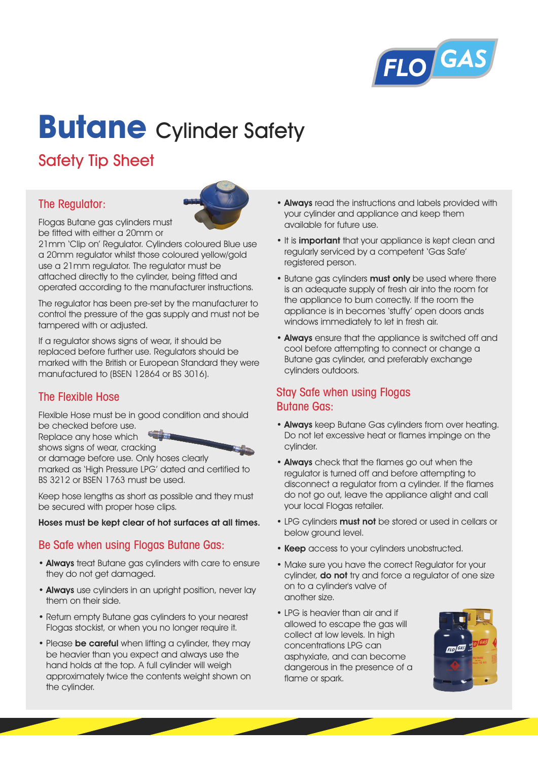# **Butane** Cylinder Safety

## Safety Tip Sheet

### The Regulator:

Flogas Butane gas cylinders must be fitted with either a 20mm or 21mm 'Clip on' Regulator. Cylinders coloured Blue use a 20mm regulator whilst those coloured yellow/gold use a 21mm regulator. The regulator must be attached directly to the cylinder, being fitted and operated according to the manufacturer instructions.

The regulator has been pre-set by the manufacturer to control the pressure of the gas supply and must not be tampered with or adjusted.

If a regulator shows signs of wear, it should be replaced before further use. Regulators should be marked with the British or European Standard they were manufactured to (BSEN 12864 or BS 3016).

### The Flexible Hose

Flexible Hose must be in good condition and should be checked before use. Replace any hose which shows signs of wear, cracking or damage before use. Only hoses clearly marked as 'High Pressure LPG' dated and certified to BS 3212 or BSEN 1763 must be used.

Keep hose lengths as short as possible and they must be secured with proper hose clips.

**Hoses must be kept clear of hot surfaces at all times.**

### Be Safe when using Flogas Butane Gas:

- **Always** treat Butane gas cylinders with care to ensure they do not get damaged.
- **Always** use cylinders in an upright position, never lay them on their side.
- Return empty Butane gas cylinders to your nearest Flogas stockist, or when you no longer require it.
- Please **be careful** when lifting a cylinder, they may be heavier than you expect and always use the hand holds at the top. A full cylinder will weigh approximately twice the contents weight shown on the cylinder.
- **Always** read the instructions and labels provided with your cylinder and appliance and keep them available for future use.
- It is **important** that your appliance is kept clean and regularly serviced by a competent 'Gas Safe' registered person.
- Butane gas cylinders **must only** be used where there is an adequate supply of fresh air into the room for the appliance to burn correctly. If the room the appliance is in becomes 'stuffy' open doors ands windows immediately to let in fresh air.
- **Always** ensure that the appliance is switched off and cool before attempting to connect or change a Butane gas cylinder, and preferably exchange cylinders outdoors.

### Stay Safe when using Flogas Butane Gas:

- **Always** keep Butane Gas cylinders from over heating. Do not let excessive heat or flames impinge on the cylinder.
- **Always** check that the flames go out when the regulator is turned off and before attempting to disconnect a regulator from a cylinder. If the flames do not go out, leave the appliance alight and call your local Flogas retailer.
- LPG cylinders **must not** be stored or used in cellars or below ground level.
- **Keep** access to your cylinders unobstructed.
- Make sure you have the correct Regulator for your cylinder, **do not** try and force a regulator of one size on to a cylinder's valve of another size.
- LPG is heavier than air and if allowed to escape the gas will collect at low levels. In high concentrations LPG can asphyxiate, and can become dangerous in the presence of a flame or spark.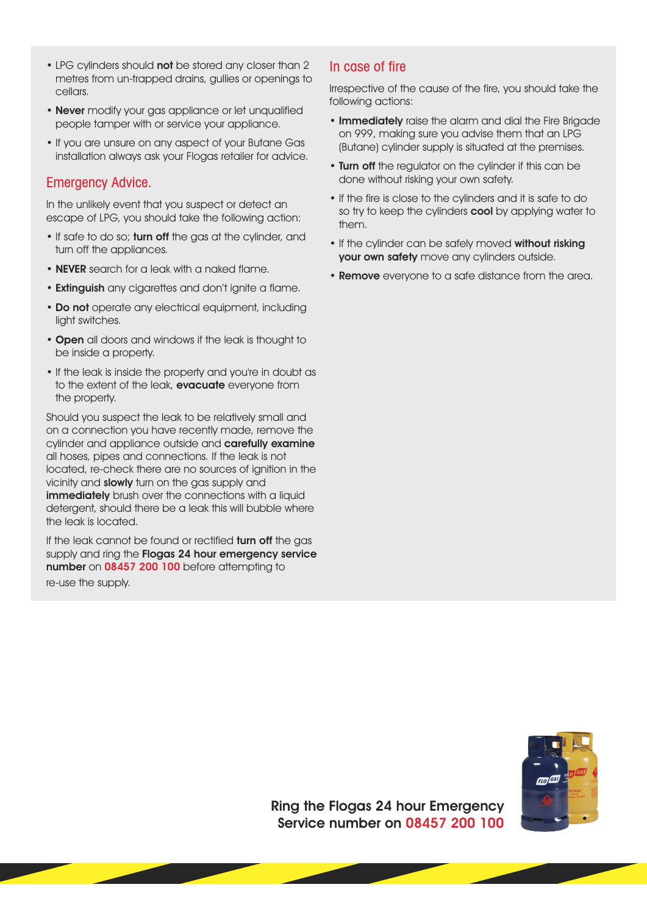- LPG cylinders should **not** be stored any closer than 2 metres from un-trapped drains, gullies or openings to cellars.
- **Never** modify your gas appliance or let unqualified people tamper with or service your appliance.
- If you are unsure on any aspect of your Butane Gas installation always ask your Flogas retailer for advice.

## Emergency Advice.

In the unlikely event that you suspect or detect an escape of LPG, you should take the following action:

- If safe to do so; **turn off** the gas at the cylinder, and turn off the appliances.
- **NEVER** search for a leak with a naked flame.
- **Extinguish** any cigarettes and don't ignite a flame.
- **Do not** operate any electrical equipment, including light switches.
- **Open** all doors and windows if the leak is thought to be inside a property.
- If the leak is inside the property and you're in doubt as to the extent of the leak, **evacuate** everyone from the property.

Should you suspect the leak to be relatively small and on a connection you have recently made, remove the cylinder and appliance outside and **carefully examine** all hoses, pipes and connections. If the leak is not located, re-check there are no sources of ignition in the vicinity and **slowly** turn on the gas supply and **immediately** brush over the connections with a liquid detergent, should there be a leak this will bubble where the leak is located.

If the leak cannot be found or rectified **turn off** the gas supply and ring the **Flogas 24 hour emergency service number** on **08457 200 100** before attempting to re-use the supply.

## In case of fire

Irrespective of the cause of the fire, you should take the following actions:

- **Immediately** raise the alarm and dial the Fire Brigade on 999, making sure you advise them that an LPG (Butane) cylinder supply is situated at the premises.
- **Turn off** the regulator on the cylinder if this can be done without risking your own safety.
- If the fire is close to the cylinders and it is safe to do so try to keep the cylinders **cool** by applying water to them.
- If the cylinder can be safely moved **without risking your own safety** move any cylinders outside.
- **Remove** everyone to a safe distance from the area.

**Ring the Flogas 24 hour Emergency Service number on 08457 200 100**